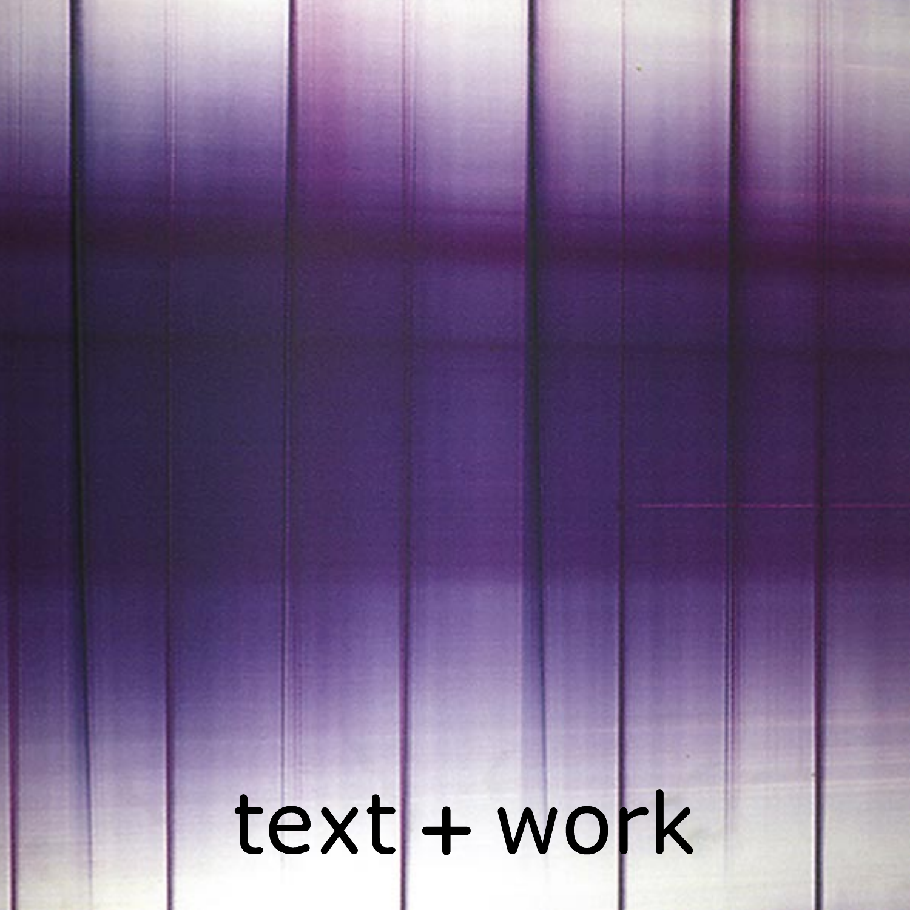# text + work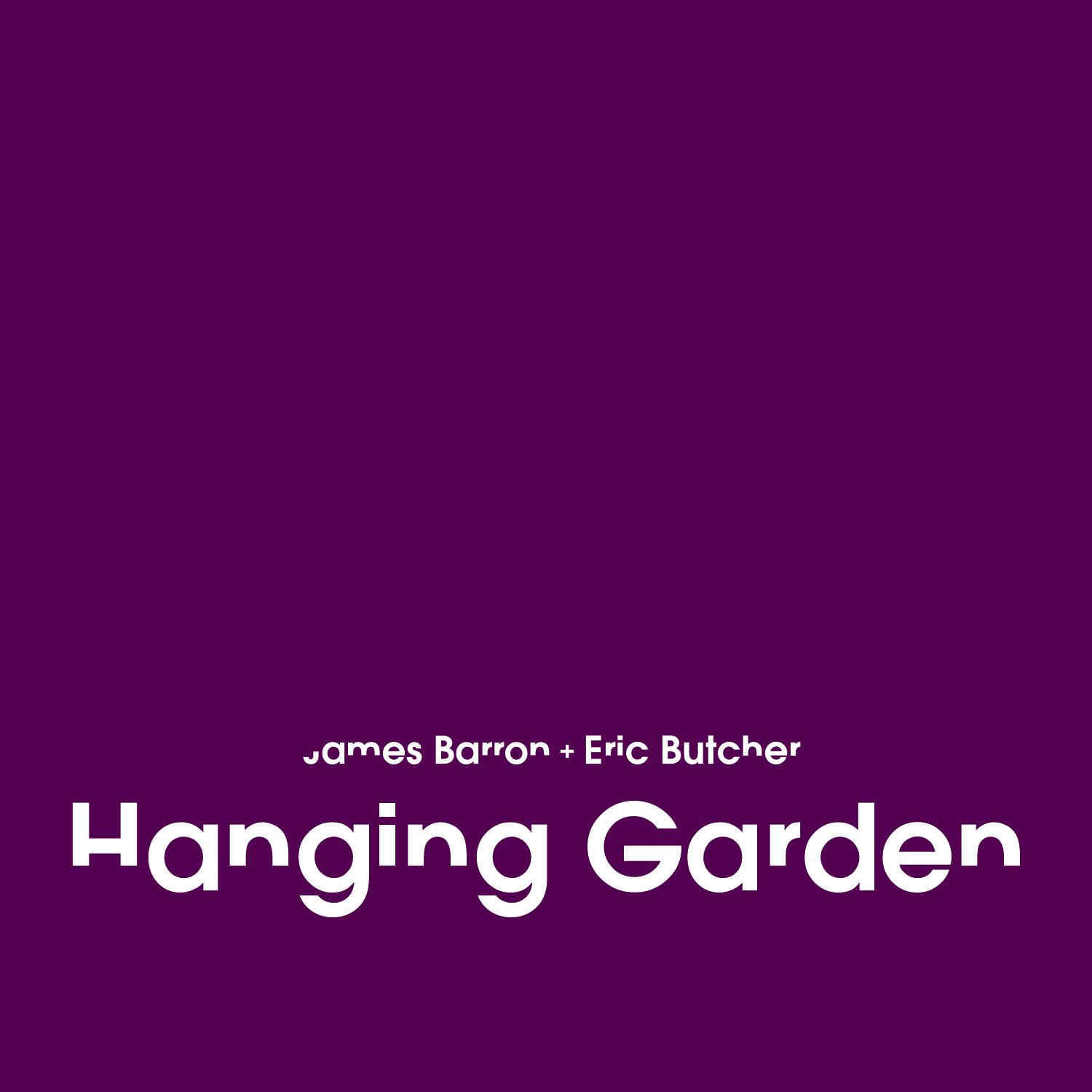James Barron + Eric Butcher

# Hanging Garden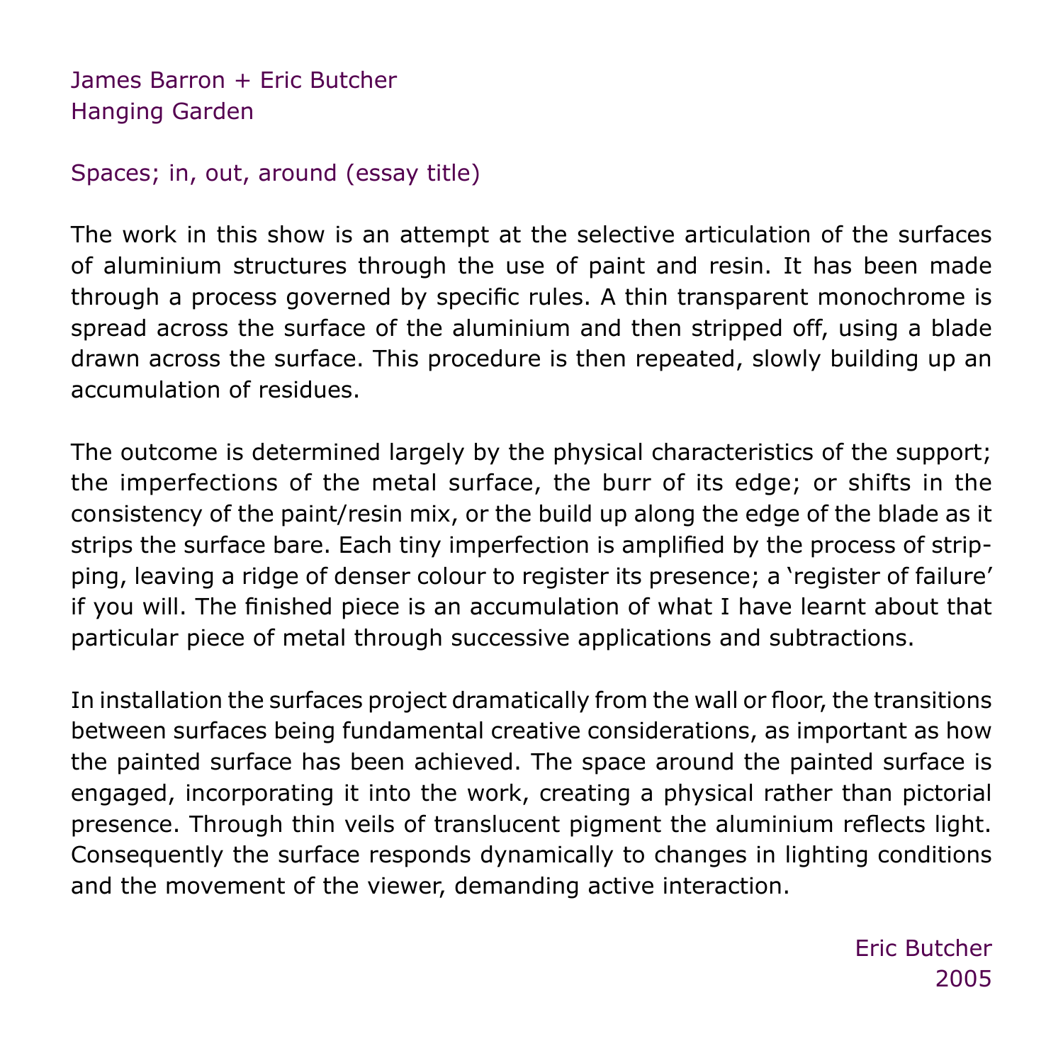James Barron + Eric Butcher
Hanging Garden

Spaces; in, out, around (essay title)

The work in this show is an attempt at the selective articulation of the surfaces of aluminium structures through the use of paint and resin. It has been made through a process governed by specific rules. A thin transparent monochrome is spread across the surface of the aluminium and then stripped off, using a blade drawn across the surface. This procedure is then repeated, slowly building up an accumulation of residues.

The outcome is determined largely by the physical characteristics of the support; the imperfections of the metal surface, the burr of its edge; or shifts in the consistency of the paint/resin mix, or the build up along the edge of the blade as it strips the surface bare. Each tiny imperfection is amplified by the process of stripping, leaving a ridge of denser colour to register its presence; a 'register of failure' if you will. The finished piece is an accumulation of what I have learnt about that particular piece of metal through successive applications and subtractions.

In installation the surfaces project dramatically from the wall or floor, the transitions between surfaces being fundamental creative considerations, as important as how the painted surface has been achieved. The space around the painted surface is engaged, incorporating it into the work, creating a physical rather than pictorial presence. Through thin veils of translucent pigment the aluminium reflects light. Consequently the surface responds dynamically to changes in lighting conditions and the movement of the viewer, demanding active interaction.

Eric Butcher
2005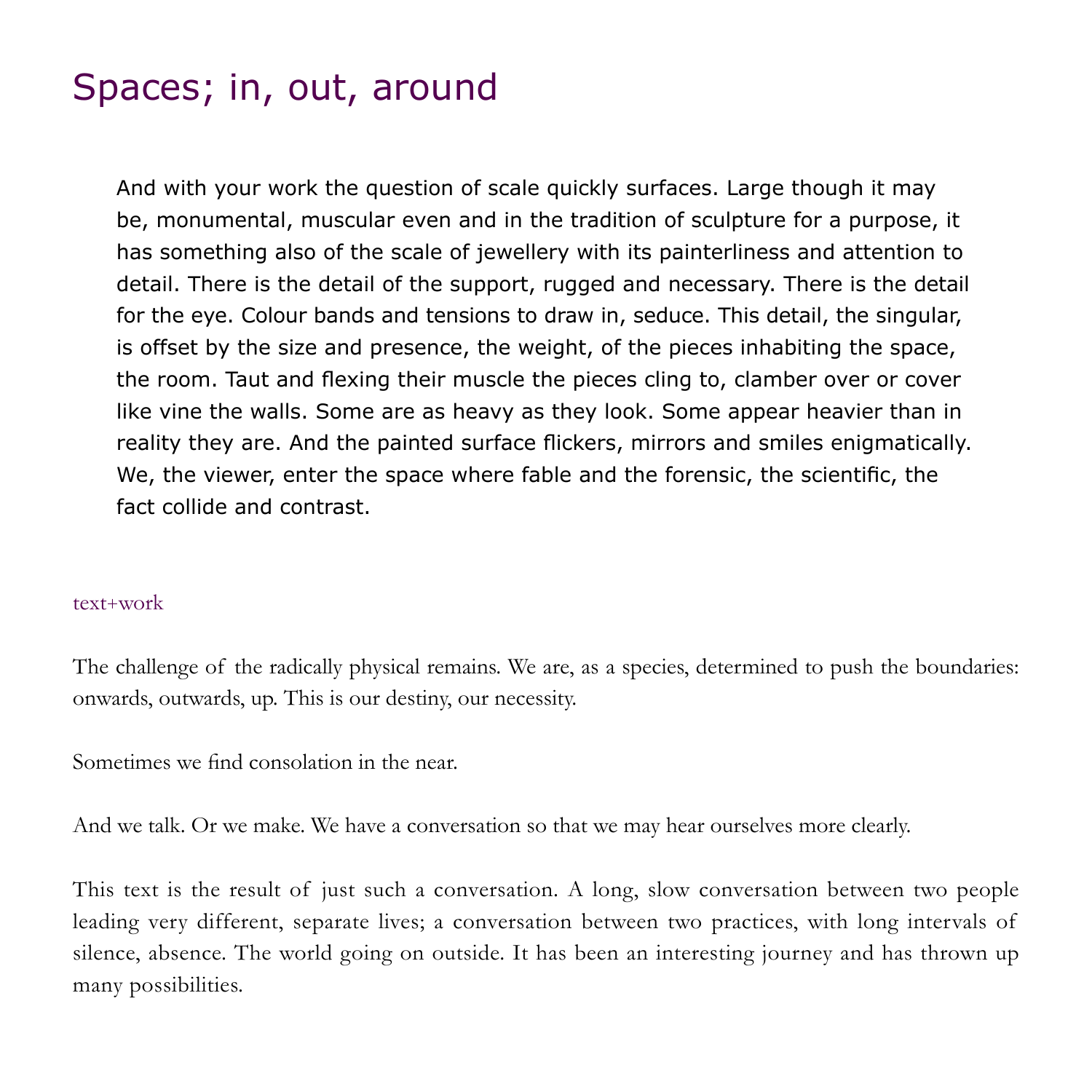# Spaces; in, out, around

> And with your work the question of scale quickly surfaces. Large though it may be, monumental, muscular even and in the tradition of sculpture for a purpose, it has something also of the scale of jewellery with its painterliness and attention to detail. There is the detail of the support, rugged and necessary. There is the detail for the eye. Colour bands and tensions to draw in, seduce. This detail, the singular, is offset by the size and presence, the weight, of the pieces inhabiting the space, the room. Taut and flexing their muscle the pieces cling to, clamber over or cover like vine the walls. Some are as heavy as they look. Some appear heavier than in reality they are. And the painted surface flickers, mirrors and smiles enigmatically. We, the viewer, enter the space where fable and the forensic, the scientific, the fact collide and contrast.

text+work

The challenge of the radically physical remains. We are, as a species, determined to push the boundaries: onwards, outwards, up. This is our destiny, our necessity.

Sometimes we find consolation in the near.

And we talk. Or we make. We have a conversation so that we may hear ourselves more clearly.

This text is the result of just such a conversation. A long, slow conversation between two people leading very different, separate lives; a conversation between two practices, with long intervals of silence, absence. The world going on outside. It has been an interesting journey and has thrown up many possibilities.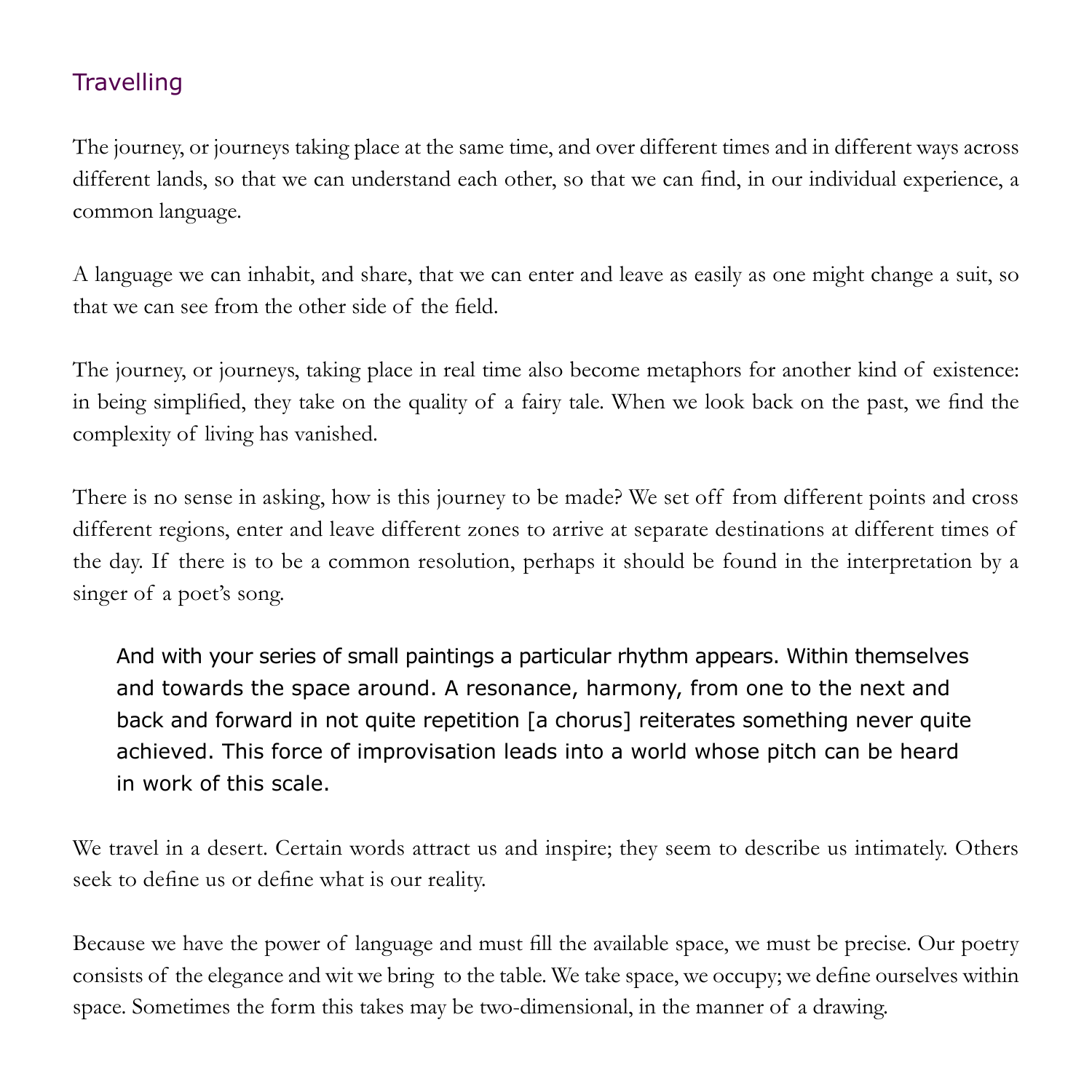## Travelling

The journey, or journeys taking place at the same time, and over different times and in different ways across different lands, so that we can understand each other, so that we can find, in our individual experience, a common language.

A language we can inhabit, and share, that we can enter and leave as easily as one might change a suit, so that we can see from the other side of the field.

The journey, or journeys, taking place in real time also become metaphors for another kind of existence: in being simplified, they take on the quality of a fairy tale. When we look back on the past, we find the complexity of living has vanished.

There is no sense in asking, how is this journey to be made? We set off from different points and cross different regions, enter and leave different zones to arrive at separate destinations at different times of the day. If there is to be a common resolution, perhaps it should be found in the interpretation by a singer of a poet's song.

> And with your series of small paintings a particular rhythm appears. Within themselves and towards the space around. A resonance, harmony, from one to the next and back and forward in not quite repetition [a chorus] reiterates something never quite achieved. This force of improvisation leads into a world whose pitch can be heard in work of this scale.

We travel in a desert. Certain words attract us and inspire; they seem to describe us intimately. Others seek to define us or define what is our reality.

Because we have the power of language and must fill the available space, we must be precise. Our poetry consists of the elegance and wit we bring to the table. We take space, we occupy; we define ourselves within space. Sometimes the form this takes may be two-dimensional, in the manner of a drawing.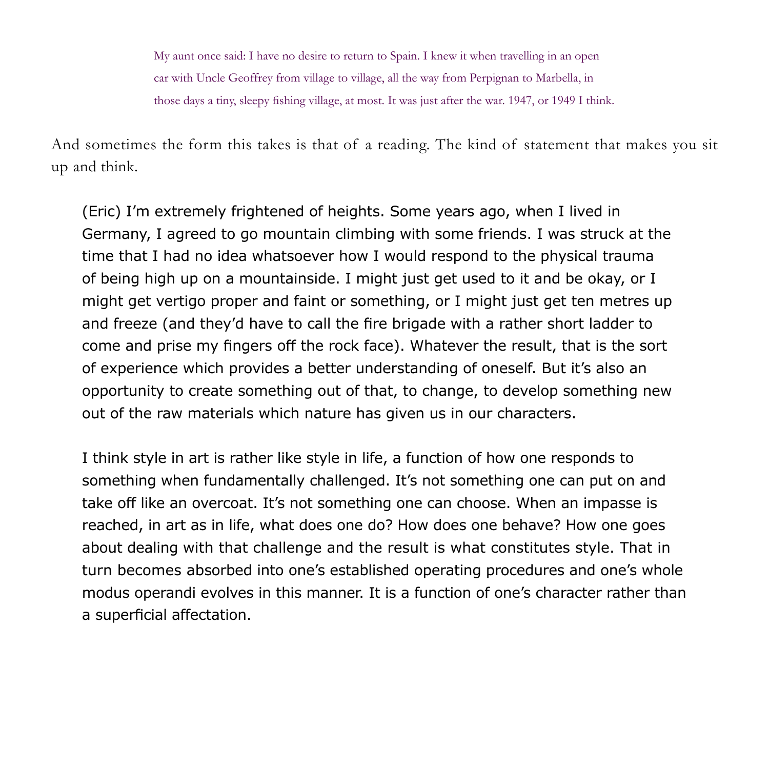> My aunt once said: I have no desire to return to Spain. I knew it when travelling in an open car with Uncle Geoffrey from village to village, all the way from Perpignan to Marbella, in those days a tiny, sleepy fishing village, at most. It was just after the war. 1947, or 1949 I think.

And sometimes the form this takes is that of a reading. The kind of statement that makes you sit up and think.

> (Eric) I'm extremely frightened of heights. Some years ago, when I lived in Germany, I agreed to go mountain climbing with some friends. I was struck at the time that I had no idea whatsoever how I would respond to the physical trauma of being high up on a mountainside. I might just get used to it and be okay, or I might get vertigo proper and faint or something, or I might just get ten metres up and freeze (and they'd have to call the fire brigade with a rather short ladder to come and prise my fingers off the rock face). Whatever the result, that is the sort of experience which provides a better understanding of oneself. But it's also an opportunity to create something out of that, to change, to develop something new out of the raw materials which nature has given us in our characters.
>
> I think style in art is rather like style in life, a function of how one responds to something when fundamentally challenged. It's not something one can put on and take off like an overcoat. It's not something one can choose. When an impasse is reached, in art as in life, what does one do? How does one behave? How one goes about dealing with that challenge and the result is what constitutes style. That in turn becomes absorbed into one's established operating procedures and one's whole modus operandi evolves in this manner. It is a function of one's character rather than a superficial affectation.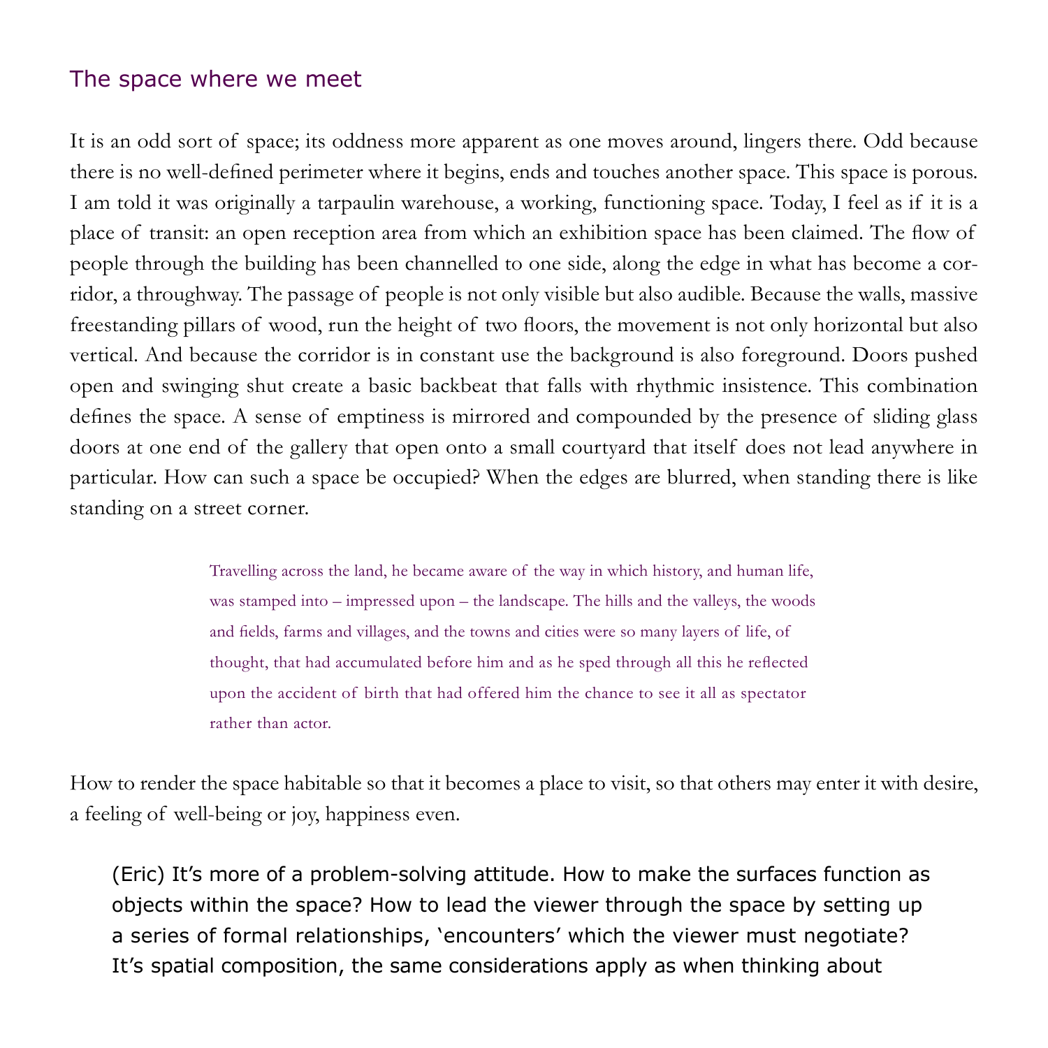## The space where we meet

It is an odd sort of space; its oddness more apparent as one moves around, lingers there. Odd because there is no well-defined perimeter where it begins, ends and touches another space. This space is porous. I am told it was originally a tarpaulin warehouse, a working, functioning space. Today, I feel as if it is a place of transit: an open reception area from which an exhibition space has been claimed. The flow of people through the building has been channelled to one side, along the edge in what has become a corridor, a throughway. The passage of people is not only visible but also audible. Because the walls, massive freestanding pillars of wood, run the height of two floors, the movement is not only horizontal but also vertical. And because the corridor is in constant use the background is also foreground. Doors pushed open and swinging shut create a basic backbeat that falls with rhythmic insistence. This combination defines the space. A sense of emptiness is mirrored and compounded by the presence of sliding glass doors at one end of the gallery that open onto a small courtyard that itself does not lead anywhere in particular. How can such a space be occupied? When the edges are blurred, when standing there is like standing on a street corner.

> Travelling across the land, he became aware of the way in which history, and human life, was stamped into – impressed upon – the landscape. The hills and the valleys, the woods and fields, farms and villages, and the towns and cities were so many layers of life, of thought, that had accumulated before him and as he sped through all this he reflected upon the accident of birth that had offered him the chance to see it all as spectator rather than actor.

How to render the space habitable so that it becomes a place to visit, so that others may enter it with desire, a feeling of well-being or joy, happiness even.

(Eric) It's more of a problem-solving attitude. How to make the surfaces function as objects within the space? How to lead the viewer through the space by setting up a series of formal relationships, 'encounters' which the viewer must negotiate? It's spatial composition, the same considerations apply as when thinking about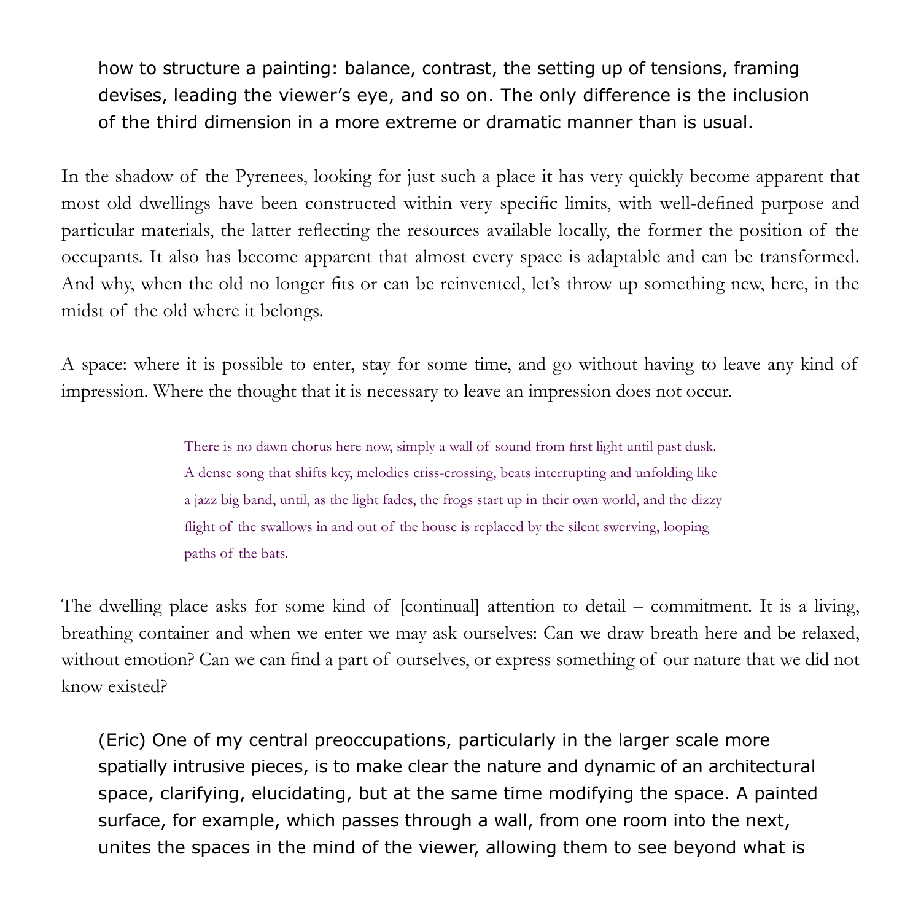> how to structure a painting: balance, contrast, the setting up of tensions, framing devises, leading the viewer's eye, and so on. The only difference is the inclusion of the third dimension in a more extreme or dramatic manner than is usual.

In the shadow of the Pyrenees, looking for just such a place it has very quickly become apparent that most old dwellings have been constructed within very specific limits, with well-defined purpose and particular materials, the latter reflecting the resources available locally, the former the position of the occupants. It also has become apparent that almost every space is adaptable and can be transformed. And why, when the old no longer fits or can be reinvented, let's throw up something new, here, in the midst of the old where it belongs.

A space: where it is possible to enter, stay for some time, and go without having to leave any kind of impression. Where the thought that it is necessary to leave an impression does not occur.

> There is no dawn chorus here now, simply a wall of sound from first light until past dusk. A dense song that shifts key, melodies criss-crossing, beats interrupting and unfolding like a jazz big band, until, as the light fades, the frogs start up in their own world, and the dizzy flight of the swallows in and out of the house is replaced by the silent swerving, looping paths of the bats.

The dwelling place asks for some kind of [continual] attention to detail – commitment. It is a living, breathing container and when we enter we may ask ourselves: Can we draw breath here and be relaxed, without emotion? Can we can find a part of ourselves, or express something of our nature that we did not know existed?

> (Eric) One of my central preoccupations, particularly in the larger scale more spatially intrusive pieces, is to make clear the nature and dynamic of an architectural space, clarifying, elucidating, but at the same time modifying the space. A painted surface, for example, which passes through a wall, from one room into the next, unites the spaces in the mind of the viewer, allowing them to see beyond what is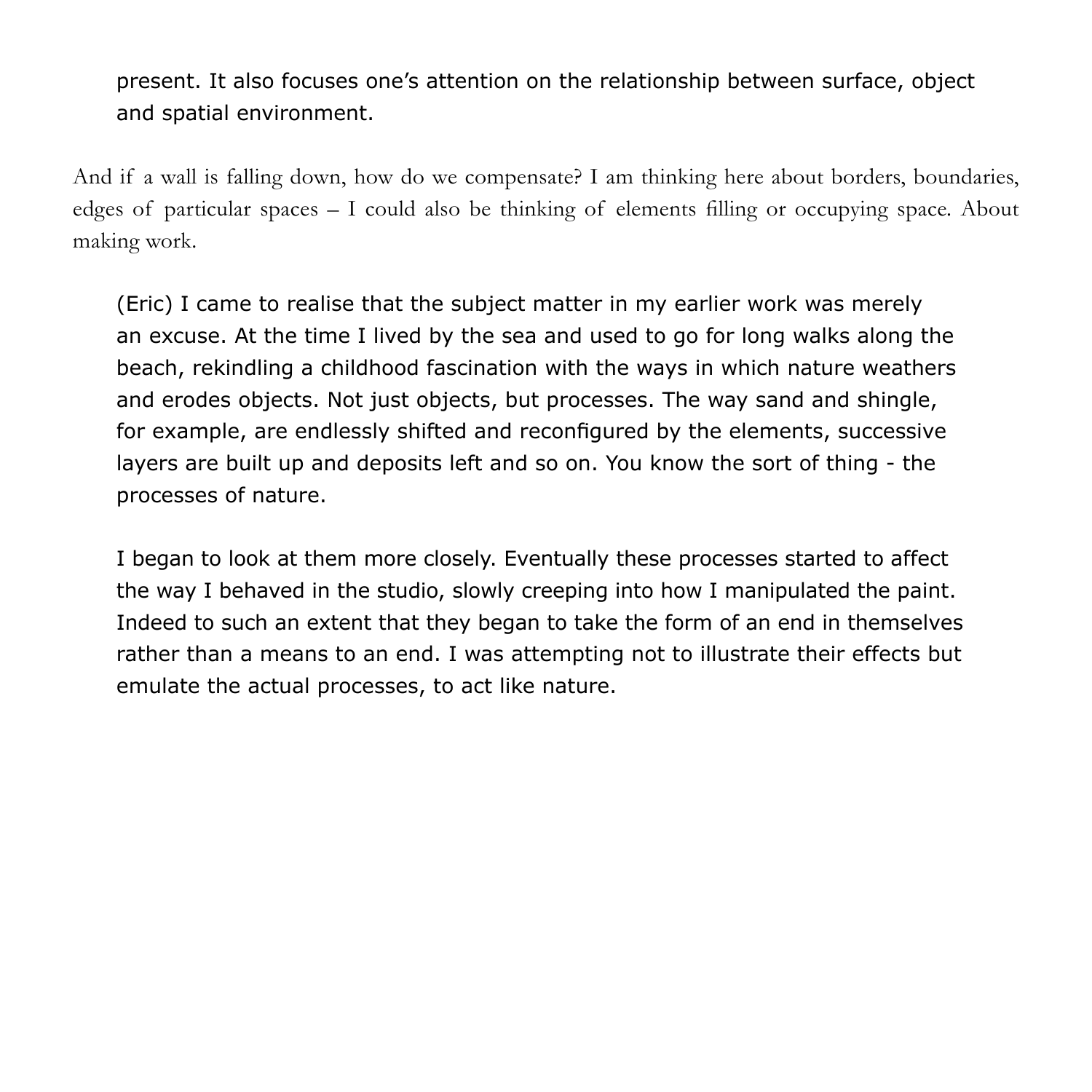> present. It also focuses one's attention on the relationship between surface, object and spatial environment.

And if a wall is falling down, how do we compensate? I am thinking here about borders, boundaries, edges of particular spaces – I could also be thinking of elements filling or occupying space. About making work.

> (Eric) I came to realise that the subject matter in my earlier work was merely an excuse. At the time I lived by the sea and used to go for long walks along the beach, rekindling a childhood fascination with the ways in which nature weathers and erodes objects. Not just objects, but processes. The way sand and shingle, for example, are endlessly shifted and reconfigured by the elements, successive layers are built up and deposits left and so on. You know the sort of thing - the processes of nature.
>
> I began to look at them more closely. Eventually these processes started to affect the way I behaved in the studio, slowly creeping into how I manipulated the paint. Indeed to such an extent that they began to take the form of an end in themselves rather than a means to an end. I was attempting not to illustrate their effects but emulate the actual processes, to act like nature.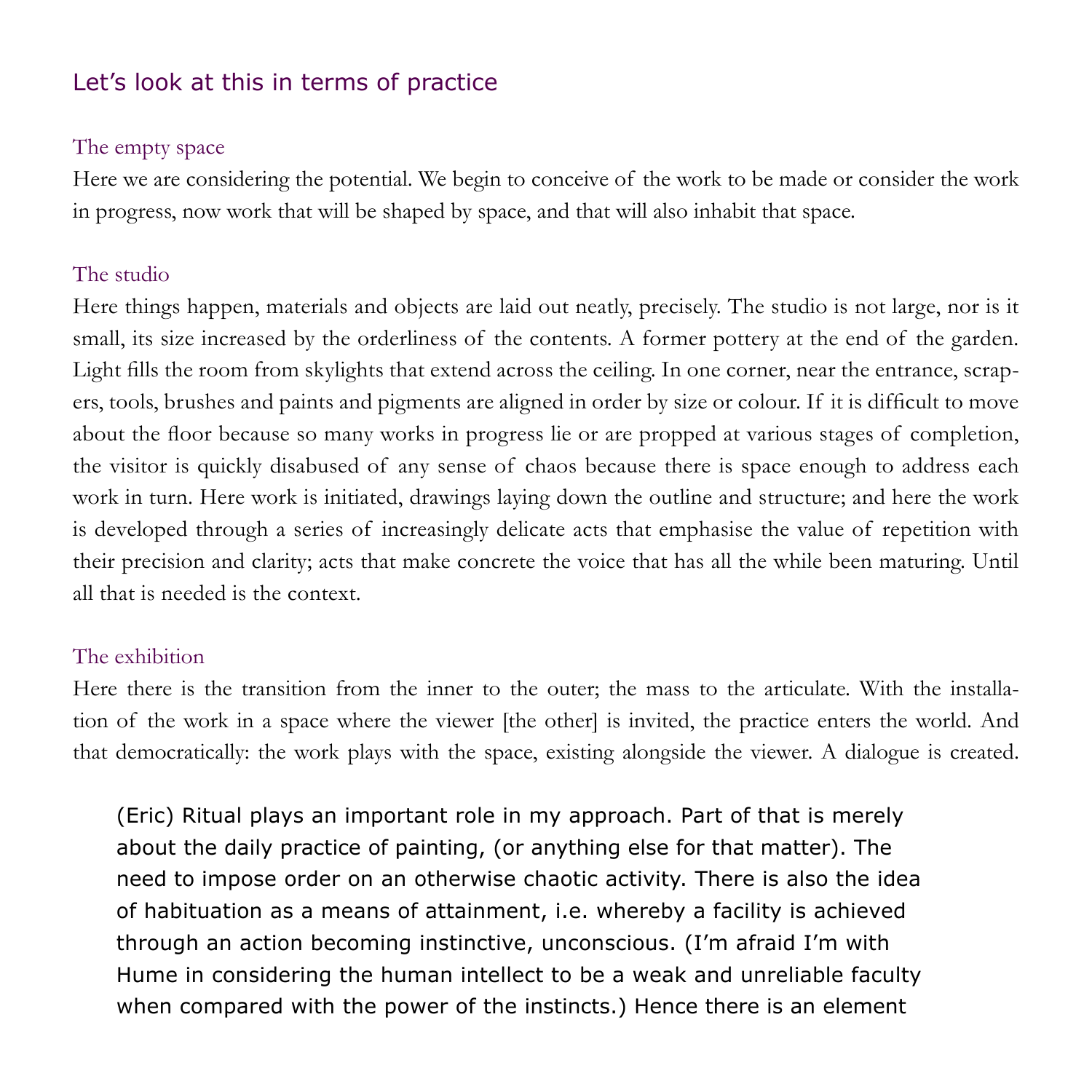## Let's look at this in terms of practice

### The empty space

Here we are considering the potential. We begin to conceive of the work to be made or consider the work in progress, now work that will be shaped by space, and that will also inhabit that space.

### The studio

Here things happen, materials and objects are laid out neatly, precisely. The studio is not large, nor is it small, its size increased by the orderliness of the contents. A former pottery at the end of the garden. Light fills the room from skylights that extend across the ceiling. In one corner, near the entrance, scrapers, tools, brushes and paints and pigments are aligned in order by size or colour. If it is difficult to move about the floor because so many works in progress lie or are propped at various stages of completion, the visitor is quickly disabused of any sense of chaos because there is space enough to address each work in turn. Here work is initiated, drawings laying down the outline and structure; and here the work is developed through a series of increasingly delicate acts that emphasise the value of repetition with their precision and clarity; acts that make concrete the voice that has all the while been maturing. Until all that is needed is the context.

### The exhibition

Here there is the transition from the inner to the outer; the mass to the articulate. With the installation of the work in a space where the viewer [the other] is invited, the practice enters the world. And that democratically: the work plays with the space, existing alongside the viewer. A dialogue is created.

> (Eric) Ritual plays an important role in my approach. Part of that is merely about the daily practice of painting, (or anything else for that matter). The need to impose order on an otherwise chaotic activity. There is also the idea of habituation as a means of attainment, i.e. whereby a facility is achieved through an action becoming instinctive, unconscious. (I'm afraid I'm with Hume in considering the human intellect to be a weak and unreliable faculty when compared with the power of the instincts.) Hence there is an element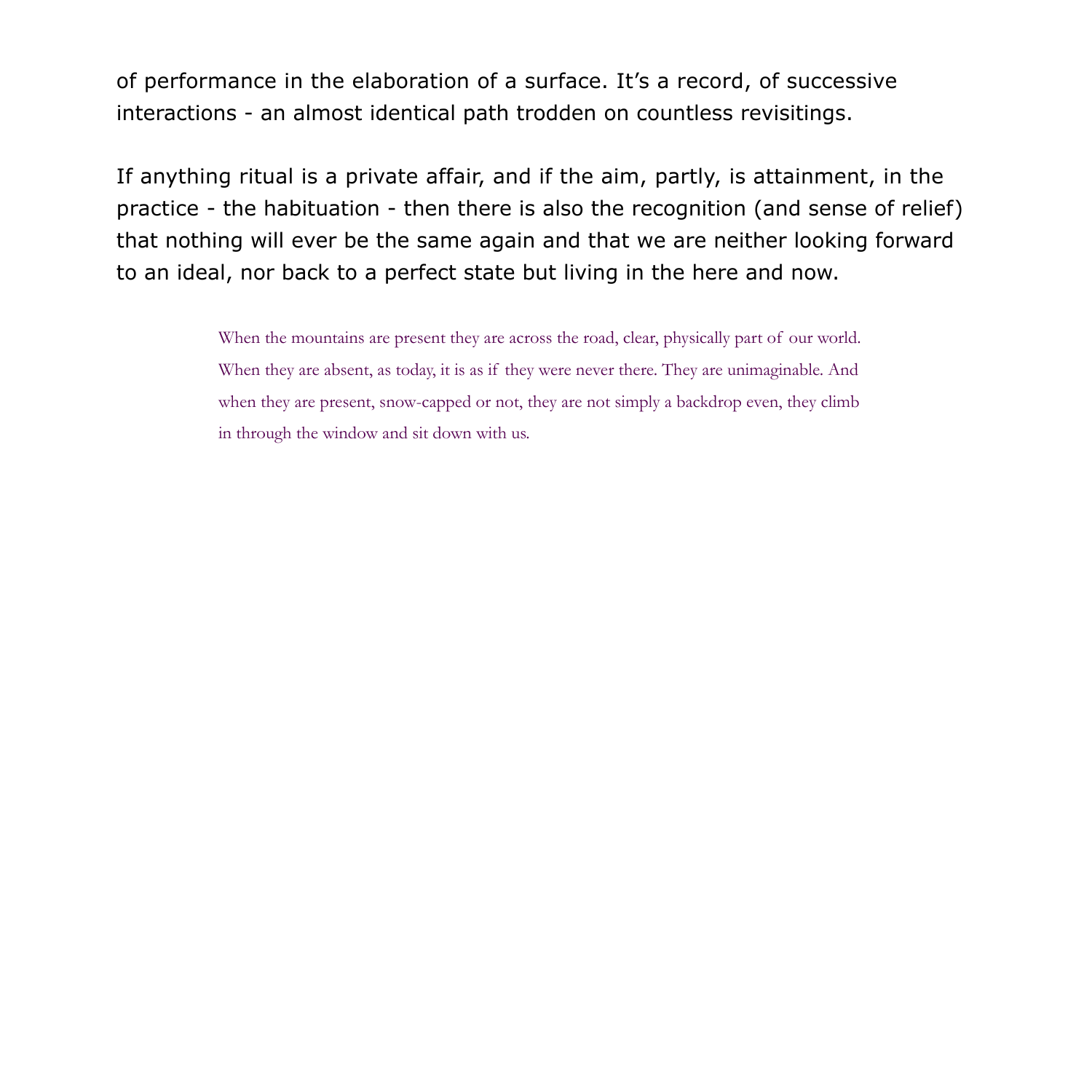of performance in the elaboration of a surface. It's a record, of successive interactions - an almost identical path trodden on countless revisitings.

If anything ritual is a private affair, and if the aim, partly, is attainment, in the practice - the habituation - then there is also the recognition (and sense of relief) that nothing will ever be the same again and that we are neither looking forward to an ideal, nor back to a perfect state but living in the here and now.

> When the mountains are present they are across the road, clear, physically part of our world. When they are absent, as today, it is as if they were never there. They are unimaginable. And when they are present, snow-capped or not, they are not simply a backdrop even, they climb in through the window and sit down with us.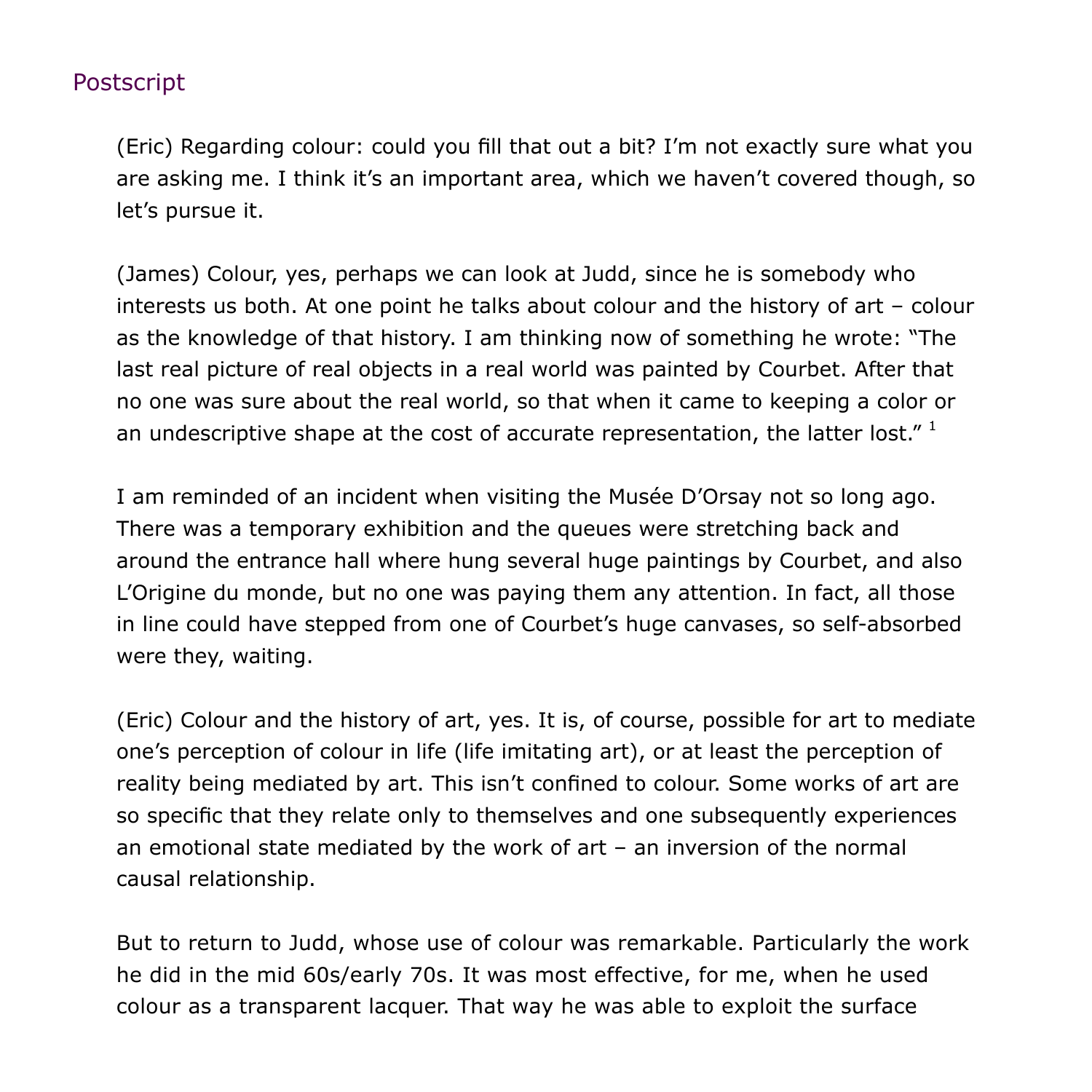## Postscript

(Eric) Regarding colour: could you fill that out a bit? I'm not exactly sure what you are asking me. I think it's an important area, which we haven't covered though, so let's pursue it.

(James) Colour, yes, perhaps we can look at Judd, since he is somebody who interests us both. At one point he talks about colour and the history of art – colour as the knowledge of that history. I am thinking now of something he wrote: "The last real picture of real objects in a real world was painted by Courbet. After that no one was sure about the real world, so that when it came to keeping a color or an undescriptive shape at the cost of accurate representation, the latter lost." [1]

I am reminded of an incident when visiting the Musée D'Orsay not so long ago. There was a temporary exhibition and the queues were stretching back and around the entrance hall where hung several huge paintings by Courbet, and also L'Origine du monde, but no one was paying them any attention. In fact, all those in line could have stepped from one of Courbet's huge canvases, so self-absorbed were they, waiting.

(Eric) Colour and the history of art, yes. It is, of course, possible for art to mediate one's perception of colour in life (life imitating art), or at least the perception of reality being mediated by art. This isn't confined to colour. Some works of art are so specific that they relate only to themselves and one subsequently experiences an emotional state mediated by the work of art – an inversion of the normal causal relationship.

But to return to Judd, whose use of colour was remarkable. Particularly the work he did in the mid 60s/early 70s. It was most effective, for me, when he used colour as a transparent lacquer. That way he was able to exploit the surface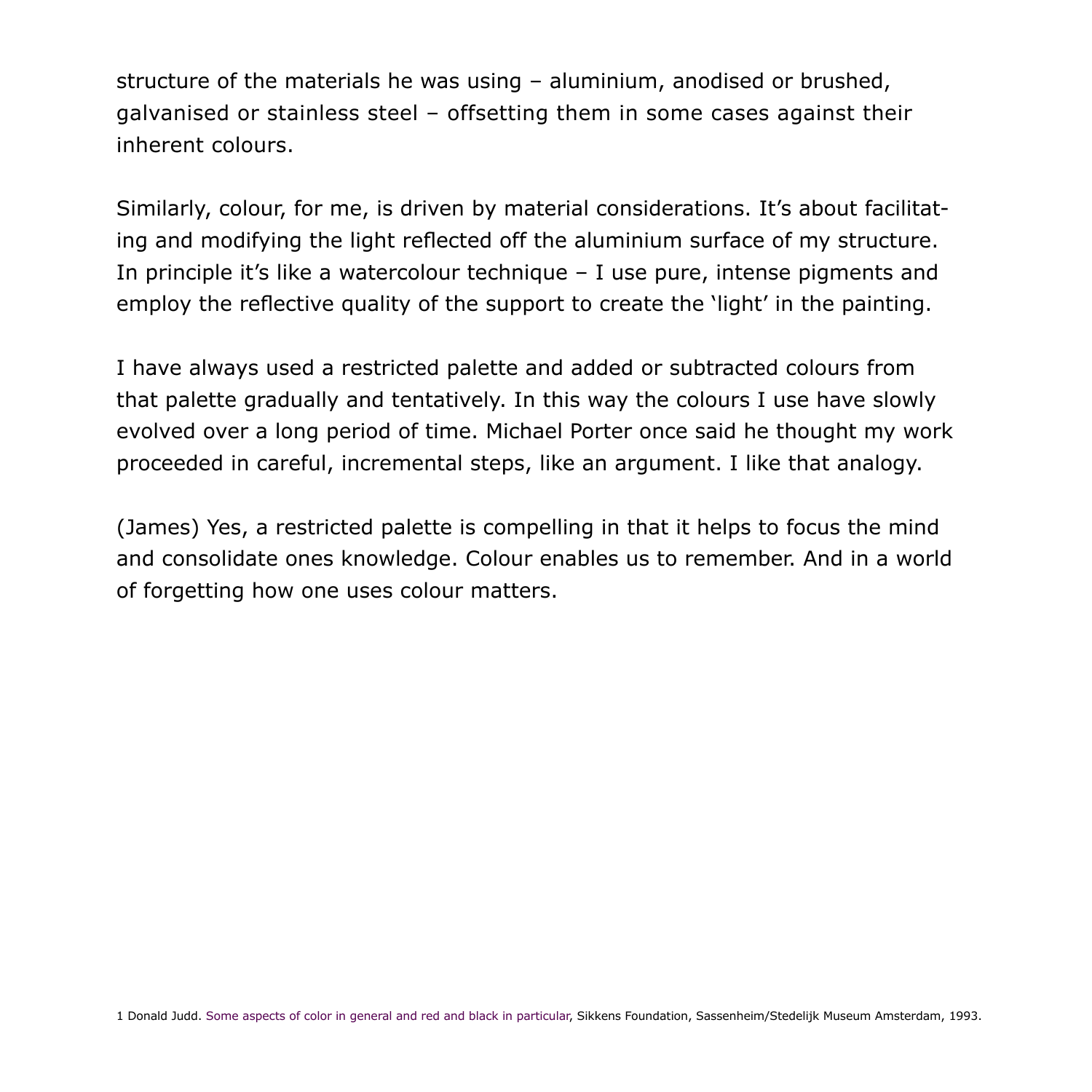structure of the materials he was using – aluminium, anodised or brushed, galvanised or stainless steel – offsetting them in some cases against their inherent colours.

Similarly, colour, for me, is driven by material considerations. It's about facilitating and modifying the light reflected off the aluminium surface of my structure. In principle it's like a watercolour technique – I use pure, intense pigments and employ the reflective quality of the support to create the 'light' in the painting.

I have always used a restricted palette and added or subtracted colours from that palette gradually and tentatively. In this way the colours I use have slowly evolved over a long period of time. Michael Porter once said he thought my work proceeded in careful, incremental steps, like an argument. I like that analogy.

(James) Yes, a restricted palette is compelling in that it helps to focus the mind and consolidate ones knowledge. Colour enables us to remember. And in a world of forgetting how one uses colour matters.

1 Donald Judd. Some aspects of color in general and red and black in particular, Sikkens Foundation, Sassenheim/Stedelijk Museum Amsterdam, 1993.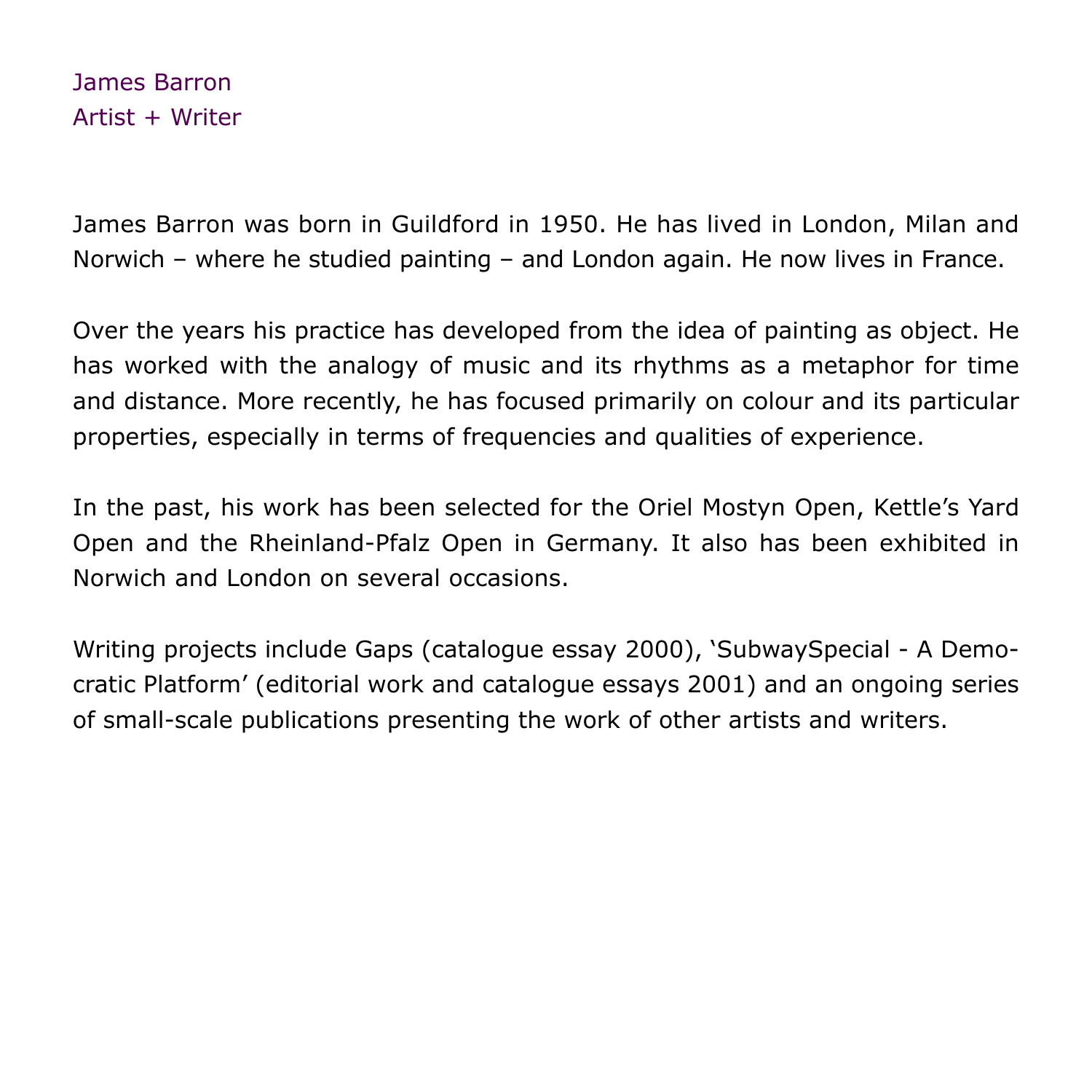James Barron
Artist + Writer

James Barron was born in Guildford in 1950. He has lived in London, Milan and Norwich – where he studied painting – and London again. He now lives in France.

Over the years his practice has developed from the idea of painting as object. He has worked with the analogy of music and its rhythms as a metaphor for time and distance. More recently, he has focused primarily on colour and its particular properties, especially in terms of frequencies and qualities of experience.

In the past, his work has been selected for the Oriel Mostyn Open, Kettle's Yard Open and the Rheinland-Pfalz Open in Germany. It also has been exhibited in Norwich and London on several occasions.

Writing projects include Gaps (catalogue essay 2000), 'SubwaySpecial - A Democratic Platform' (editorial work and catalogue essays 2001) and an ongoing series of small-scale publications presenting the work of other artists and writers.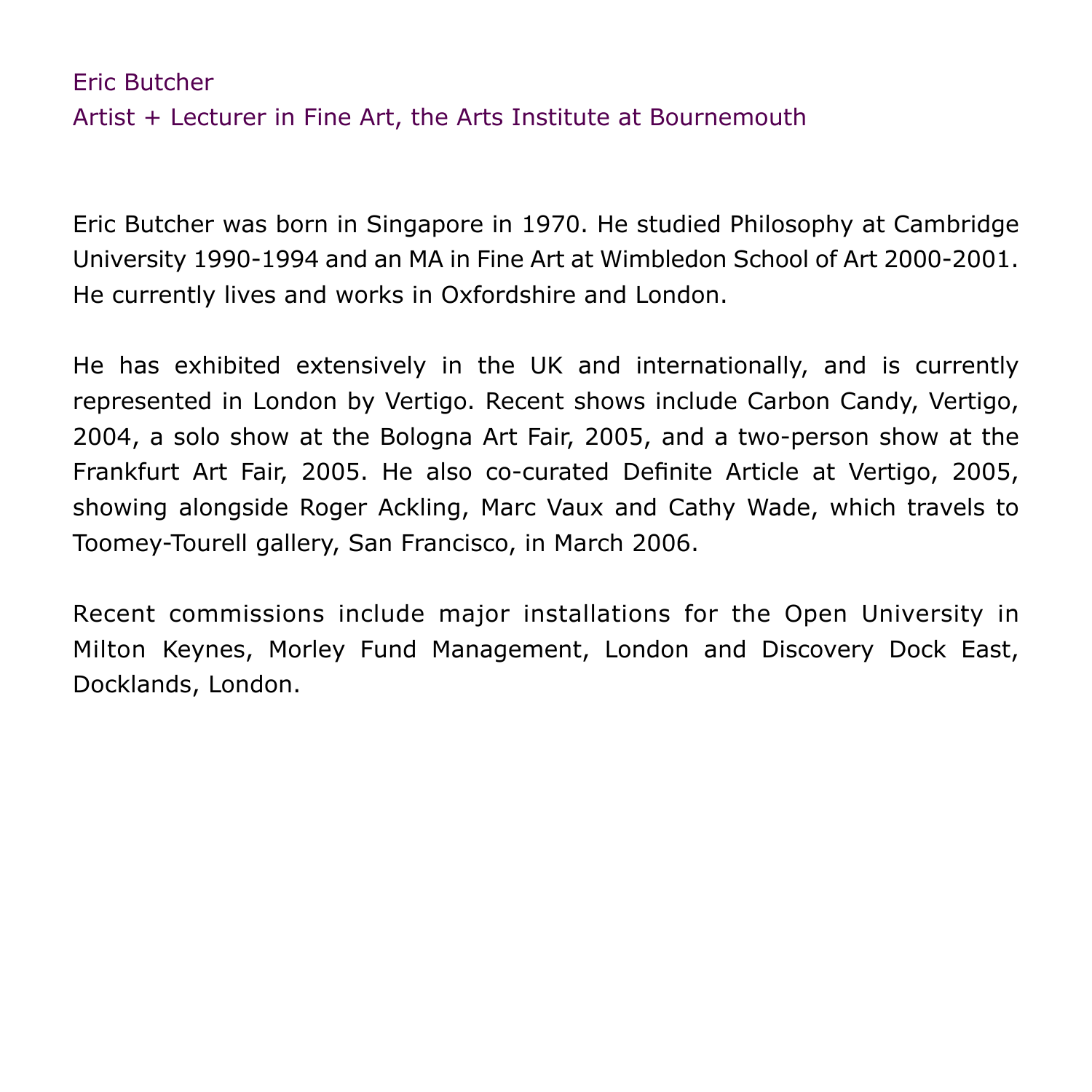Eric Butcher
Artist + Lecturer in Fine Art, the Arts Institute at Bournemouth

Eric Butcher was born in Singapore in 1970. He studied Philosophy at Cambridge University 1990-1994 and an MA in Fine Art at Wimbledon School of Art 2000-2001. He currently lives and works in Oxfordshire and London.

He has exhibited extensively in the UK and internationally, and is currently represented in London by Vertigo. Recent shows include Carbon Candy, Vertigo, 2004, a solo show at the Bologna Art Fair, 2005, and a two-person show at the Frankfurt Art Fair, 2005. He also co-curated Definite Article at Vertigo, 2005, showing alongside Roger Ackling, Marc Vaux and Cathy Wade, which travels to Toomey-Tourell gallery, San Francisco, in March 2006.

Recent commissions include major installations for the Open University in Milton Keynes, Morley Fund Management, London and Discovery Dock East, Docklands, London.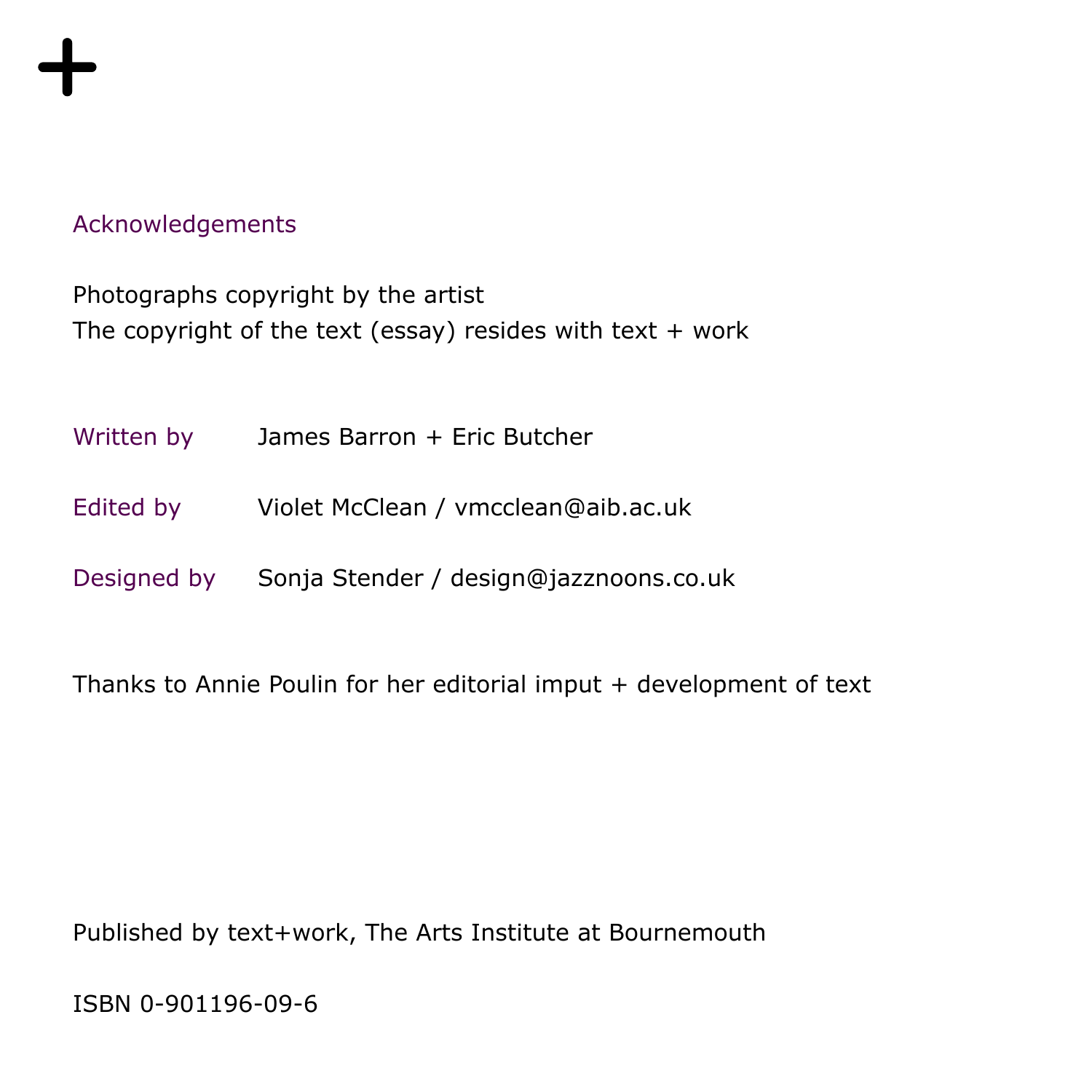## Acknowledgements

Photographs copyright by the artist
The copyright of the text (essay) resides with text + work

| | |
|---|---|
| Written by | James Barron + Eric Butcher |
| Edited by | Violet McClean / vmcclean@aib.ac.uk |
| Designed by | Sonja Stender / design@jazznoons.co.uk |

Thanks to Annie Poulin for her editorial imput + development of text

Published by text+work, The Arts Institute at Bournemouth

ISBN 0-901196-09-6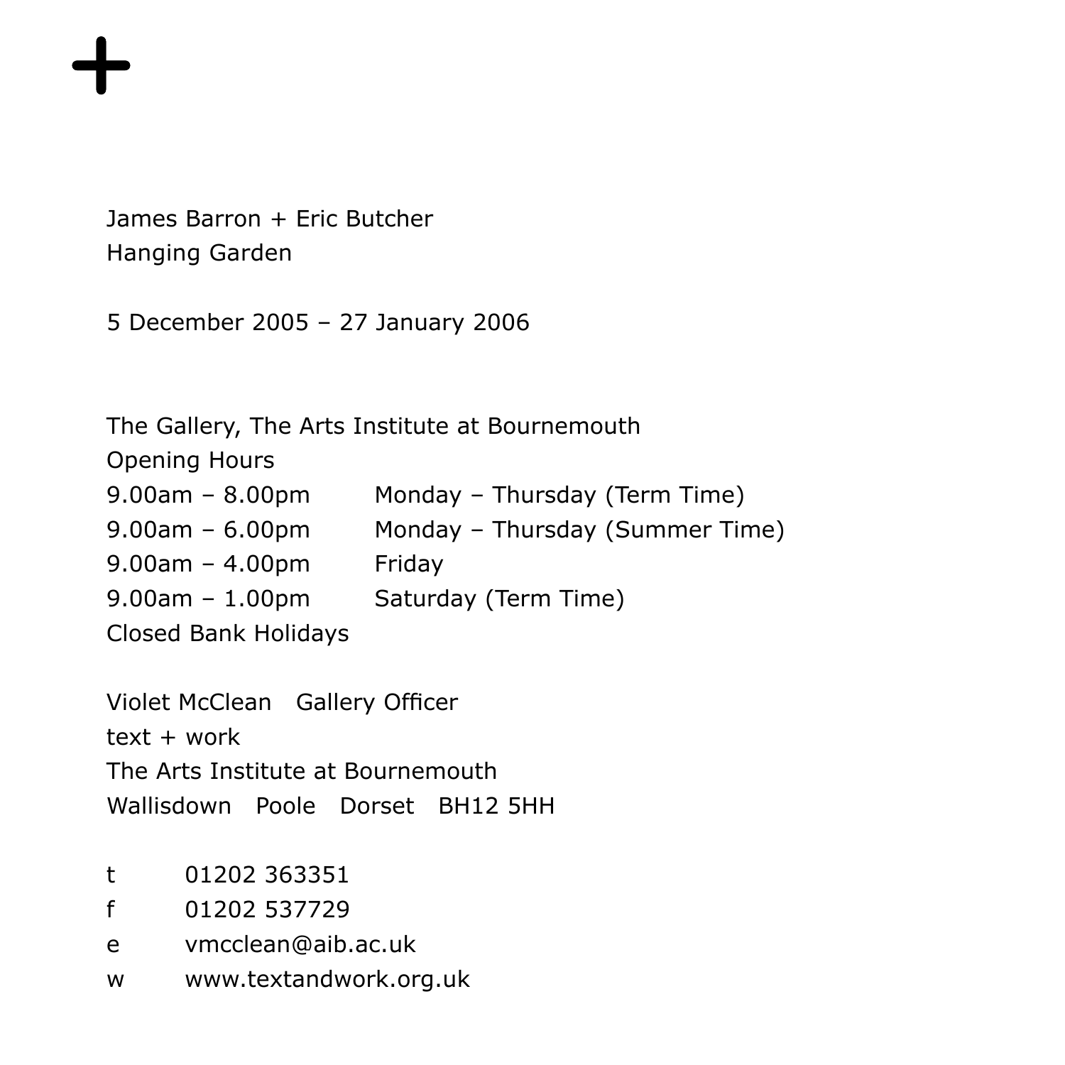+

James Barron + Eric Butcher
Hanging Garden

5 December 2005 – 27 January 2006

The Gallery, The Arts Institute at Bournemouth
Opening Hours

| | |
|---|---|
| 9.00am – 8.00pm | Monday – Thursday (Term Time) |
| 9.00am – 6.00pm | Monday – Thursday (Summer Time) |
| 9.00am – 4.00pm | Friday |
| 9.00am – 1.00pm | Saturday (Term Time) |

Closed Bank Holidays

Violet McClean   Gallery Officer
text + work
The Arts Institute at Bournemouth
Wallisdown   Poole   Dorset   BH12 5HH

| | |
|---|---|
| t | 01202 363351 |
| f | 01202 537729 |
| e | vmcclean@aib.ac.uk |
| w | www.textandwork.org.uk |